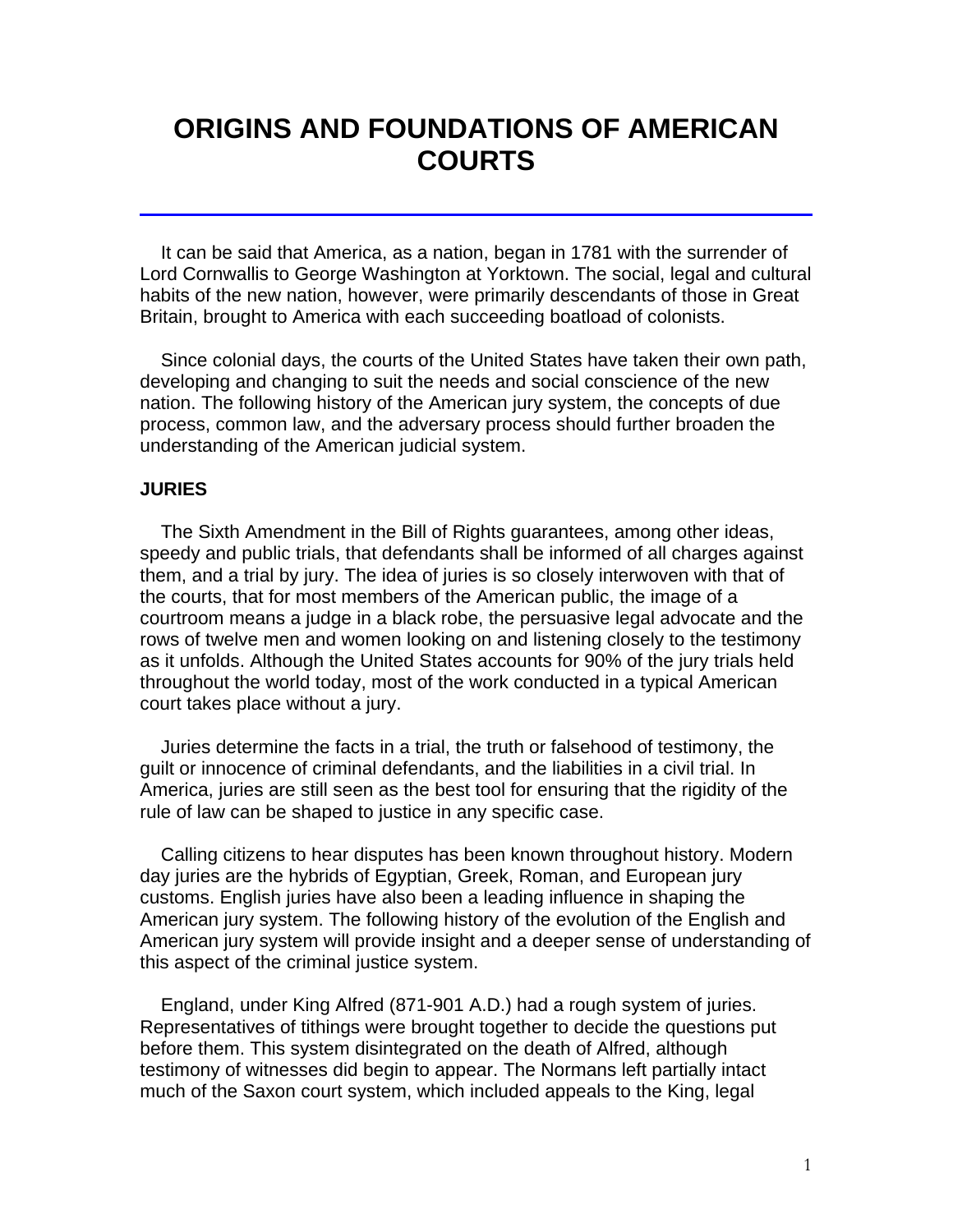# ORIGINS AND FOUNDATIONS OF AMERICAN COURTS

It can be said that America, as a nation, began in 1781 with the surrender of Lord Cornwallis to George Washington at Yorktown. The social, legal and cultural habits of the new nation, however, were primarily descendants of those in Great Britain, brought to America with each succeeding boatload of colonists.

Since colonial days, the courts of the United States have taken their own path, developing and changing to suit the needs and social conscience of the new nation. The following history of the American jury system, the concepts of due process, common law, and the adversary process should further broaden the understanding of the American judicial system.

## JURIES

The Sixth Amendment in the Bill of Rights guarantees, among other ideas, speedy and public trials, that defendants shall be informed of all charges against them, and a trial by jury. The idea of juries is so closely interwoven with that of the courts, that for most members of the American public, the image of a courtroom means a judge in a black robe, the persuasive legal advocate and the rows of twelve men and women looking on and listening closely to the testimony as it unfolds. Although the United States accounts for 90% of the jury trials held throughout the world today, most of the work conducted in a typical American court takes place without a jury.

Juries determine the facts in a trial, the truth or falsehood of testimony, the guilt or innocence of criminal defendants, and the liabilities in a civil trial. In America, juries are still seen as the best tool for ensuring that the rigidity of the rule of law can be shaped to justice in any specific case.

Calling citizens to hear disputes has been known throughout history. Modern day juries are the hybrids of Egyptian, Greek, Roman, and European jury customs. English juries have also been a leading influence in shaping the American jury system. The following history of the evolution of the English and American jury system will provide insight and a deeper sense of understanding of this aspect of the criminal justice system.

England, under King Alfred (871-901 A.D.) had a rough system of juries. Representatives of tithings were brought together to decide the questions put before them. This system disintegrated on the death of Alfred, although testimony of witnesses did begin to appear. The Normans left partially intact much of the Saxon court system, which included appeals to the King, legal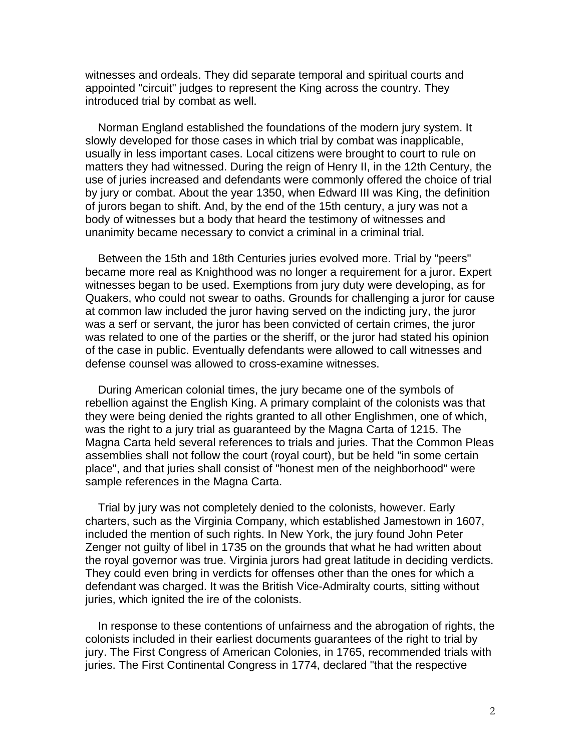witnesses and ordeals. They did separate temporal and spiritual courts and appointed "circuit" judges to represent the King across the country. They introduced trial by combat as well.

Norman England established the foundations of the modern jury system. It slowly developed for those cases in which trial by combat was inapplicable, usually in less important cases. Local citizens were brought to court to rule on matters they had witnessed. During the reign of Henry II, in the 12th Century, the use of juries increased and defendants were commonly offered the choice of trial by jury or combat. About the year 1350, when Edward III was King, the definition of jurors began to shift. And, by the end of the 15th century, a jury was not a body of witnesses but a body that heard the testimony of witnesses and unanimity became necessary to convict a criminal in a criminal trial.

Between the 15th and 18th Centuries juries evolved more. Trial by "peers" became more real as Knighthood was no longer a requirement for a juror. Expert witnesses began to be used. Exemptions from jury duty were developing, as for Quakers, who could not swear to oaths. Grounds for challenging a juror for cause at common law included the juror having served on the indicting jury, the juror was a serf or servant, the juror has been convicted of certain crimes, the juror was related to one of the parties or the sheriff, or the juror had stated his opinion of the case in public. Eventually defendants were allowed to call witnesses and defense counsel was allowed to cross-examine witnesses.

During American colonial times, the jury became one of the symbols of rebellion against the English King. A primary complaint of the colonists was that they were being denied the rights granted to all other Englishmen, one of which, was the right to a jury trial as guaranteed by the Magna Carta of 1215. The Magna Carta held several references to trials and juries. That the Common Pleas assemblies shall not follow the court (royal court), but be held "in some certain place", and that juries shall consist of "honest men of the neighborhood" were sample references in the Magna Carta.

Trial by jury was not completely denied to the colonists, however. Early charters, such as the Virginia Company, which established Jamestown in 1607, included the mention of such rights. In New York, the jury found John Peter Zenger not guilty of libel in 1735 on the grounds that what he had written about the royal governor was true. Virginia jurors had great latitude in deciding verdicts. They could even bring in verdicts for offenses other than the ones for which a defendant was charged. It was the British Vice-Admiralty courts, sitting without juries, which ignited the ire of the colonists.

In response to these contentions of unfairness and the abrogation of rights, the colonists included in their earliest documents guarantees of the right to trial by jury. The First Congress of American Colonies, in 1765, recommended trials with juries. The First Continental Congress in 1774, declared "that the respective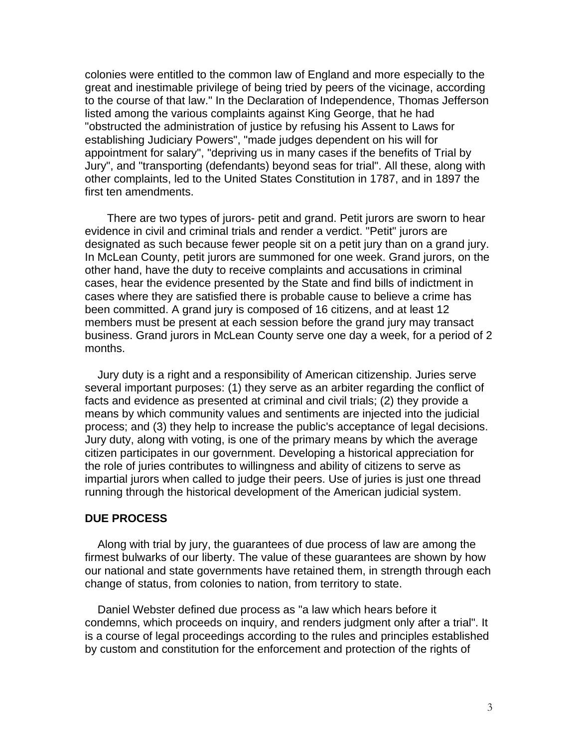colonies were entitled to the common law of England and more especially to the great and inestimable privilege of being tried by peers of the vicinage, according to the course of that law." In the Declaration of Independence, Thomas Jefferson listed among the various complaints against King George, that he had "obstructed the administration of justice by refusing his Assent to Laws for establishing Judiciary Powers", "made judges dependent on his will for appointment for salary", "depriving us in many cases if the benefits of Trial by Jury", and "transporting (defendants) beyond seas for trial". All these, along with other complaints, led to the United States Constitution in 1787, and in 1897 the first ten amendments.

There are two types of jurors- petit and grand. Petit jurors are sworn to hear evidence in civil and criminal trials and render a verdict. "Petit" jurors are designated as such because fewer people sit on a petit jury than on a grand jury. In McLean County, petit jurors are summoned for one week. Grand jurors, on the other hand, have the duty to receive complaints and accusations in criminal cases, hear the evidence presented by the State and find bills of indictment in cases where they are satisfied there is probable cause to believe a crime has been committed. A grand jury is composed of 16 citizens, and at least 12 members must be present at each session before the grand jury may transact business. Grand jurors in McLean County serve one day a week, for a period of 2 months.

Jury duty is a right and a responsibility of American citizenship. Juries serve several important purposes: (1) they serve as an arbiter regarding the conflict of facts and evidence as presented at criminal and civil trials; (2) they provide a means by which community values and sentiments are injected into the judicial process; and (3) they help to increase the public's acceptance of legal decisions. Jury duty, along with voting, is one of the primary means by which the average citizen participates in our government. Developing a historical appreciation for the role of juries contributes to willingness and ability of citizens to serve as impartial jurors when called to judge their peers. Use of juries is just one thread running through the historical development of the American judicial system.

**DUE PROCESS**

Along with trial by jury, the guarantees of due process of law are among the firmest bulwarks of our liberty. The value of these guarantees are shown by how our national and state governments have retained them, in strength through each change of status, from colonies to nation, from territory to state.

Daniel Webster defined due process as "a law which hears before it condemns, which proceeds on inquiry, and renders judgment only after a trial". It is a course of legal proceedings according to the rules and principles established by custom and constitution for the enforcement and protection of the rights of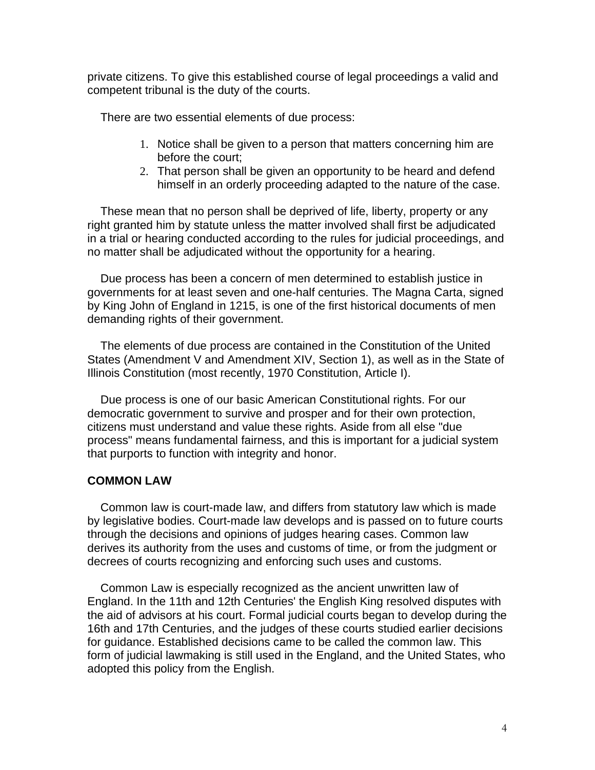private citizens. To give this established course of legal proceedings a valid and competent tribunal is the duty of the courts.

There are two essential elements of due process:

1. Notice shall be given to a person that matters concerning him are before the court;
2. That person shall be given an opportunity to be heard and defend himself in an orderly proceeding adapted to the nature of the case.

These mean that no person shall be deprived of life, liberty, property or any right granted him by statute unless the matter involved shall first be adjudicated in a trial or hearing conducted according to the rules for judicial proceedings, and no matter shall be adjudicated without the opportunity for a hearing.

Due process has been a concern of men determined to establish justice in governments for at least seven and one-half centuries. The Magna Carta, signed by King John of England in 1215, is one of the first historical documents of men demanding rights of their government.

The elements of due process are contained in the Constitution of the United States (Amendment V and Amendment XIV, Section 1), as well as in the State of Illinois Constitution (most recently, 1970 Constitution, Article I).

Due process is one of our basic American Constitutional rights. For our democratic government to survive and prosper and for their own protection, citizens must understand and value these rights. Aside from all else "due process" means fundamental fairness, and this is important for a judicial system that purports to function with integrity and honor.

**COMMON LAW**

Common law is court-made law, and differs from statutory law which is made by legislative bodies. Court-made law develops and is passed on to future courts through the decisions and opinions of judges hearing cases. Common law derives its authority from the uses and customs of time, or from the judgment or decrees of courts recognizing and enforcing such uses and customs.

Common Law is especially recognized as the ancient unwritten law of England. In the 11th and 12th Centuries' the English King resolved disputes with the aid of advisors at his court. Formal judicial courts began to develop during the 16th and 17th Centuries, and the judges of these courts studied earlier decisions for guidance. Established decisions came to be called the common law. This form of judicial lawmaking is still used in the England, and the United States, who adopted this policy from the English.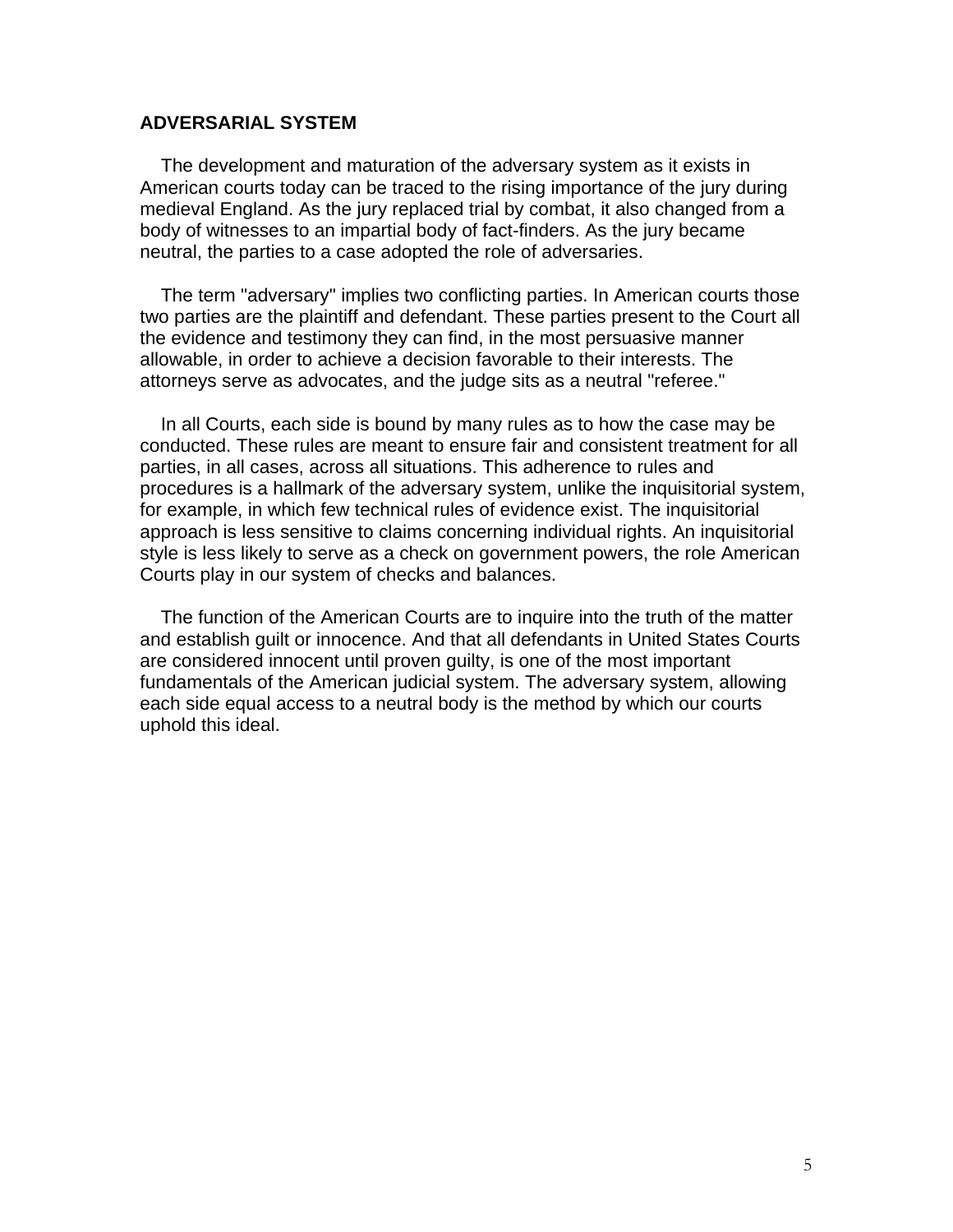## ADVERSARIAL SYSTEM

The development and maturation of the adversary system as it exists in American courts today can be traced to the rising importance of the jury during medieval England. As the jury replaced trial by combat, it also changed from a body of witnesses to an impartial body of fact-finders. As the jury became neutral, the parties to a case adopted the role of adversaries.

The term "adversary" implies two conflicting parties. In American courts those two parties are the plaintiff and defendant. These parties present to the Court all the evidence and testimony they can find, in the most persuasive manner allowable, in order to achieve a decision favorable to their interests. The attorneys serve as advocates, and the judge sits as a neutral "referee."

In all Courts, each side is bound by many rules as to how the case may be conducted. These rules are meant to ensure fair and consistent treatment for all parties, in all cases, across all situations. This adherence to rules and procedures is a hallmark of the adversary system, unlike the inquisitorial system, for example, in which few technical rules of evidence exist. The inquisitorial approach is less sensitive to claims concerning individual rights. An inquisitorial style is less likely to serve as a check on government powers, the role American Courts play in our system of checks and balances.

The function of the American Courts are to inquire into the truth of the matter and establish guilt or innocence. And that all defendants in United States Courts are considered innocent until proven guilty, is one of the most important fundamentals of the American judicial system. The adversary system, allowing each side equal access to a neutral body is the method by which our courts uphold this ideal.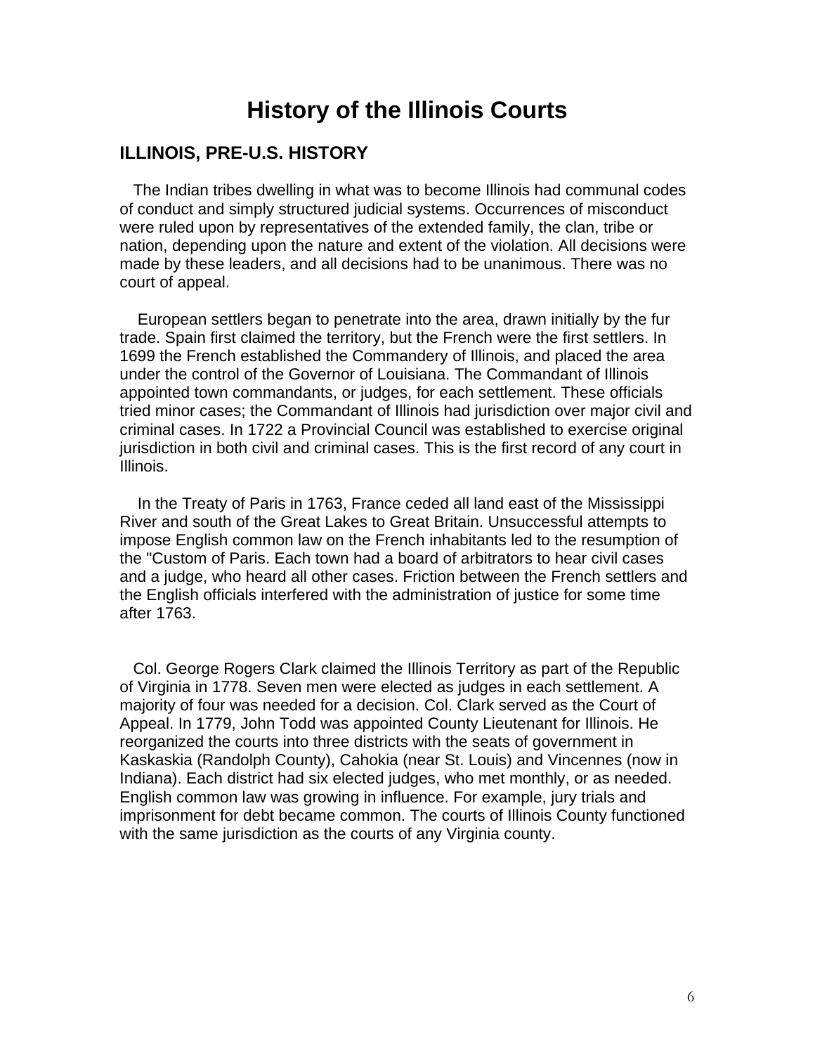# History of the Illinois Courts

## ILLINOIS, PRE-U.S. HISTORY

The Indian tribes dwelling in what was to become Illinois had communal codes of conduct and simply structured judicial systems. Occurrences of misconduct were ruled upon by representatives of the extended family, the clan, tribe or nation, depending upon the nature and extent of the violation. All decisions were made by these leaders, and all decisions had to be unanimous. There was no court of appeal.

European settlers began to penetrate into the area, drawn initially by the fur trade. Spain first claimed the territory, but the French were the first settlers. In 1699 the French established the Commandery of Illinois, and placed the area under the control of the Governor of Louisiana. The Commandant of Illinois appointed town commandants, or judges, for each settlement. These officials tried minor cases; the Commandant of Illinois had jurisdiction over major civil and criminal cases. In 1722 a Provincial Council was established to exercise original jurisdiction in both civil and criminal cases. This is the first record of any court in Illinois.

In the Treaty of Paris in 1763, France ceded all land east of the Mississippi River and south of the Great Lakes to Great Britain. Unsuccessful attempts to impose English common law on the French inhabitants led to the resumption of the "Custom of Paris. Each town had a board of arbitrators to hear civil cases and a judge, who heard all other cases. Friction between the French settlers and the English officials interfered with the administration of justice for some time after 1763.

Col. George Rogers Clark claimed the Illinois Territory as part of the Republic of Virginia in 1778. Seven men were elected as judges in each settlement. A majority of four was needed for a decision. Col. Clark served as the Court of Appeal. In 1779, John Todd was appointed County Lieutenant for Illinois. He reorganized the courts into three districts with the seats of government in Kaskaskia (Randolph County), Cahokia (near St. Louis) and Vincennes (now in Indiana). Each district had six elected judges, who met monthly, or as needed. English common law was growing in influence. For example, jury trials and imprisonment for debt became common. The courts of Illinois County functioned with the same jurisdiction as the courts of any Virginia county.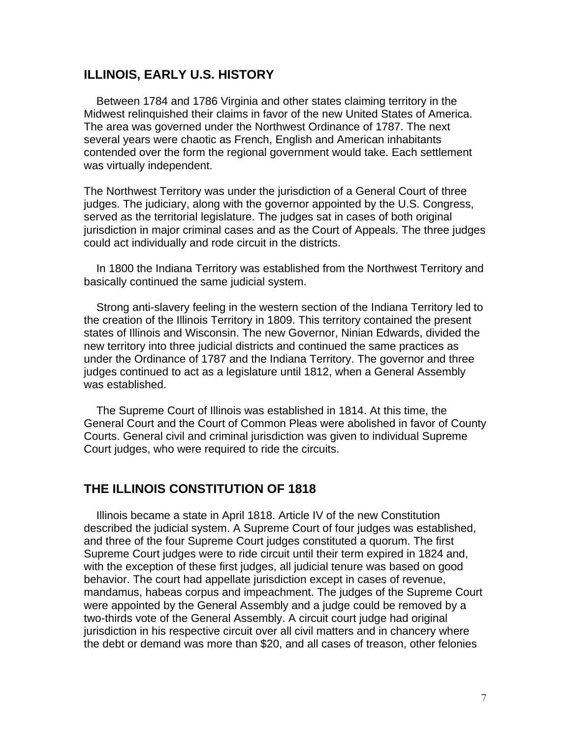## ILLINOIS, EARLY U.S. HISTORY

Between 1784 and 1786 Virginia and other states claiming territory in the Midwest relinquished their claims in favor of the new United States of America. The area was governed under the Northwest Ordinance of 1787. The next several years were chaotic as French, English and American inhabitants contended over the form the regional government would take. Each settlement was virtually independent.

The Northwest Territory was under the jurisdiction of a General Court of three judges. The judiciary, along with the governor appointed by the U.S. Congress, served as the territorial legislature. The judges sat in cases of both original jurisdiction in major criminal cases and as the Court of Appeals. The three judges could act individually and rode circuit in the districts.

In 1800 the Indiana Territory was established from the Northwest Territory and basically continued the same judicial system.

Strong anti-slavery feeling in the western section of the Indiana Territory led to the creation of the Illinois Territory in 1809. This territory contained the present states of Illinois and Wisconsin. The new Governor, Ninian Edwards, divided the new territory into three judicial districts and continued the same practices as under the Ordinance of 1787 and the Indiana Territory. The governor and three judges continued to act as a legislature until 1812, when a General Assembly was established.

The Supreme Court of Illinois was established in 1814. At this time, the General Court and the Court of Common Pleas were abolished in favor of County Courts. General civil and criminal jurisdiction was given to individual Supreme Court judges, who were required to ride the circuits.

## THE ILLINOIS CONSTITUTION OF 1818

Illinois became a state in April 1818. Article IV of the new Constitution described the judicial system. A Supreme Court of four judges was established, and three of the four Supreme Court judges constituted a quorum. The first Supreme Court judges were to ride circuit until their term expired in 1824 and, with the exception of these first judges, all judicial tenure was based on good behavior. The court had appellate jurisdiction except in cases of revenue, mandamus, habeas corpus and impeachment. The judges of the Supreme Court were appointed by the General Assembly and a judge could be removed by a two-thirds vote of the General Assembly. A circuit court judge had original jurisdiction in his respective circuit over all civil matters and in chancery where the debt or demand was more than $20, and all cases of treason, other felonies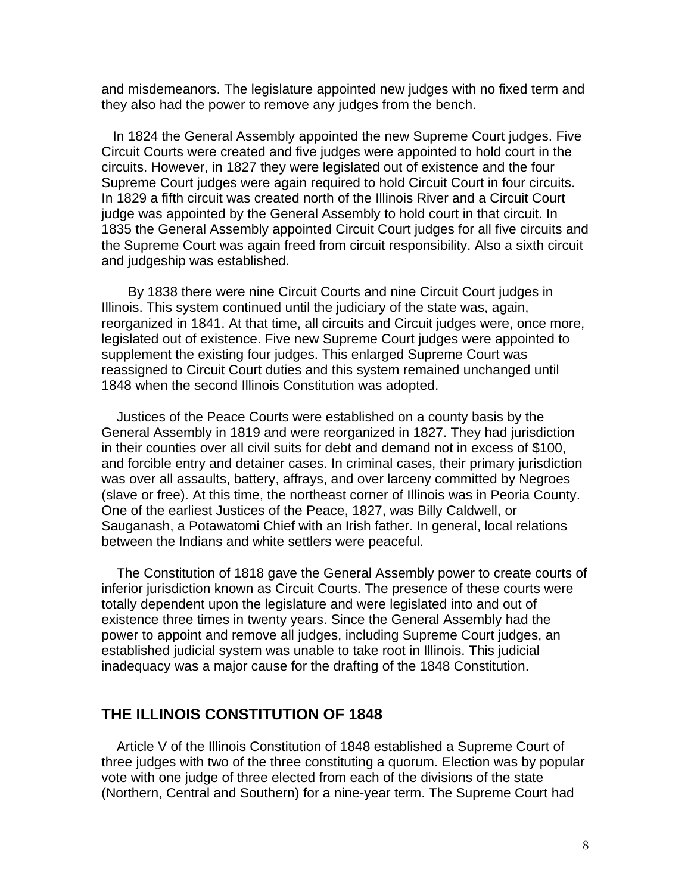and misdemeanors. The legislature appointed new judges with no fixed term and they also had the power to remove any judges from the bench.

In 1824 the General Assembly appointed the new Supreme Court judges. Five Circuit Courts were created and five judges were appointed to hold court in the circuits. However, in 1827 they were legislated out of existence and the four Supreme Court judges were again required to hold Circuit Court in four circuits. In 1829 a fifth circuit was created north of the Illinois River and a Circuit Court judge was appointed by the General Assembly to hold court in that circuit. In 1835 the General Assembly appointed Circuit Court judges for all five circuits and the Supreme Court was again freed from circuit responsibility. Also a sixth circuit and judgeship was established.

By 1838 there were nine Circuit Courts and nine Circuit Court judges in Illinois. This system continued until the judiciary of the state was, again, reorganized in 1841. At that time, all circuits and Circuit judges were, once more, legislated out of existence. Five new Supreme Court judges were appointed to supplement the existing four judges. This enlarged Supreme Court was reassigned to Circuit Court duties and this system remained unchanged until 1848 when the second Illinois Constitution was adopted.

Justices of the Peace Courts were established on a county basis by the General Assembly in 1819 and were reorganized in 1827. They had jurisdiction in their counties over all civil suits for debt and demand not in excess of $100, and forcible entry and detainer cases. In criminal cases, their primary jurisdiction was over all assaults, battery, affrays, and over larceny committed by Negroes (slave or free). At this time, the northeast corner of Illinois was in Peoria County. One of the earliest Justices of the Peace, 1827, was Billy Caldwell, or Sauganash, a Potawatomi Chief with an Irish father. In general, local relations between the Indians and white settlers were peaceful.

The Constitution of 1818 gave the General Assembly power to create courts of inferior jurisdiction known as Circuit Courts. The presence of these courts were totally dependent upon the legislature and were legislated into and out of existence three times in twenty years. Since the General Assembly had the power to appoint and remove all judges, including Supreme Court judges, an established judicial system was unable to take root in Illinois. This judicial inadequacy was a major cause for the drafting of the 1848 Constitution.

## THE ILLINOIS CONSTITUTION OF 1848

Article V of the Illinois Constitution of 1848 established a Supreme Court of three judges with two of the three constituting a quorum. Election was by popular vote with one judge of three elected from each of the divisions of the state (Northern, Central and Southern) for a nine-year term. The Supreme Court had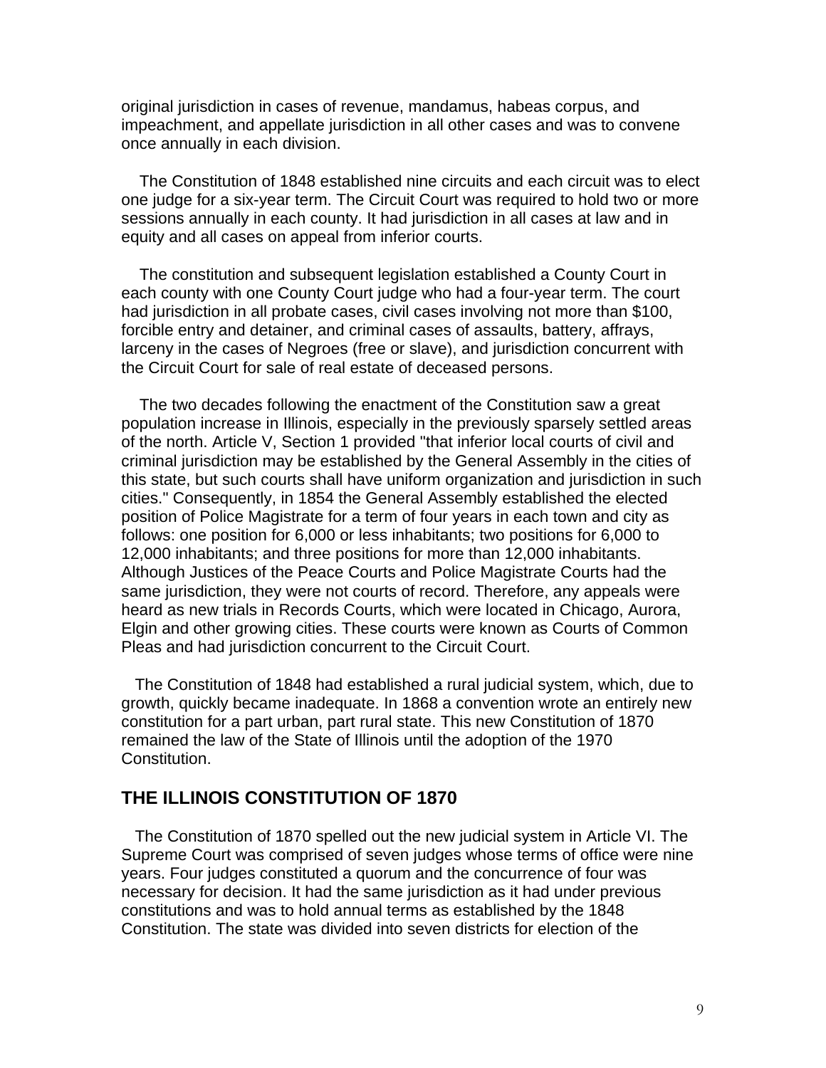original jurisdiction in cases of revenue, mandamus, habeas corpus, and impeachment, and appellate jurisdiction in all other cases and was to convene once annually in each division.

The Constitution of 1848 established nine circuits and each circuit was to elect one judge for a six-year term. The Circuit Court was required to hold two or more sessions annually in each county. It had jurisdiction in all cases at law and in equity and all cases on appeal from inferior courts.

The constitution and subsequent legislation established a County Court in each county with one County Court judge who had a four-year term. The court had jurisdiction in all probate cases, civil cases involving not more than $100, forcible entry and detainer, and criminal cases of assaults, battery, affrays, larceny in the cases of Negroes (free or slave), and jurisdiction concurrent with the Circuit Court for sale of real estate of deceased persons.

The two decades following the enactment of the Constitution saw a great population increase in Illinois, especially in the previously sparsely settled areas of the north. Article V, Section 1 provided "that inferior local courts of civil and criminal jurisdiction may be established by the General Assembly in the cities of this state, but such courts shall have uniform organization and jurisdiction in such cities." Consequently, in 1854 the General Assembly established the elected position of Police Magistrate for a term of four years in each town and city as follows: one position for 6,000 or less inhabitants; two positions for 6,000 to 12,000 inhabitants; and three positions for more than 12,000 inhabitants. Although Justices of the Peace Courts and Police Magistrate Courts had the same jurisdiction, they were not courts of record. Therefore, any appeals were heard as new trials in Records Courts, which were located in Chicago, Aurora, Elgin and other growing cities. These courts were known as Courts of Common Pleas and had jurisdiction concurrent to the Circuit Court.

The Constitution of 1848 had established a rural judicial system, which, due to growth, quickly became inadequate. In 1868 a convention wrote an entirely new constitution for a part urban, part rural state. This new Constitution of 1870 remained the law of the State of Illinois until the adoption of the 1970 Constitution.

## THE ILLINOIS CONSTITUTION OF 1870

The Constitution of 1870 spelled out the new judicial system in Article VI. The Supreme Court was comprised of seven judges whose terms of office were nine years. Four judges constituted a quorum and the concurrence of four was necessary for decision. It had the same jurisdiction as it had under previous constitutions and was to hold annual terms as established by the 1848 Constitution. The state was divided into seven districts for election of the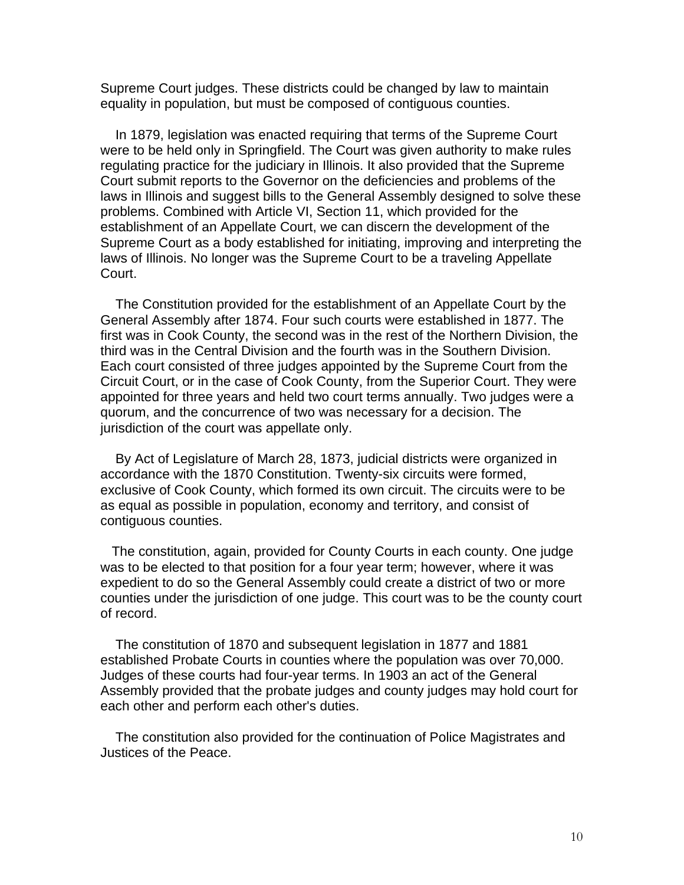Supreme Court judges. These districts could be changed by law to maintain equality in population, but must be composed of contiguous counties.

In 1879, legislation was enacted requiring that terms of the Supreme Court were to be held only in Springfield. The Court was given authority to make rules regulating practice for the judiciary in Illinois. It also provided that the Supreme Court submit reports to the Governor on the deficiencies and problems of the laws in Illinois and suggest bills to the General Assembly designed to solve these problems. Combined with Article VI, Section 11, which provided for the establishment of an Appellate Court, we can discern the development of the Supreme Court as a body established for initiating, improving and interpreting the laws of Illinois. No longer was the Supreme Court to be a traveling Appellate Court.

The Constitution provided for the establishment of an Appellate Court by the General Assembly after 1874. Four such courts were established in 1877. The first was in Cook County, the second was in the rest of the Northern Division, the third was in the Central Division and the fourth was in the Southern Division. Each court consisted of three judges appointed by the Supreme Court from the Circuit Court, or in the case of Cook County, from the Superior Court. They were appointed for three years and held two court terms annually. Two judges were a quorum, and the concurrence of two was necessary for a decision. The jurisdiction of the court was appellate only.

By Act of Legislature of March 28, 1873, judicial districts were organized in accordance with the 1870 Constitution. Twenty-six circuits were formed, exclusive of Cook County, which formed its own circuit. The circuits were to be as equal as possible in population, economy and territory, and consist of contiguous counties.

The constitution, again, provided for County Courts in each county. One judge was to be elected to that position for a four year term; however, where it was expedient to do so the General Assembly could create a district of two or more counties under the jurisdiction of one judge. This court was to be the county court of record.

The constitution of 1870 and subsequent legislation in 1877 and 1881 established Probate Courts in counties where the population was over 70,000. Judges of these courts had four-year terms. In 1903 an act of the General Assembly provided that the probate judges and county judges may hold court for each other and perform each other's duties.

The constitution also provided for the continuation of Police Magistrates and Justices of the Peace.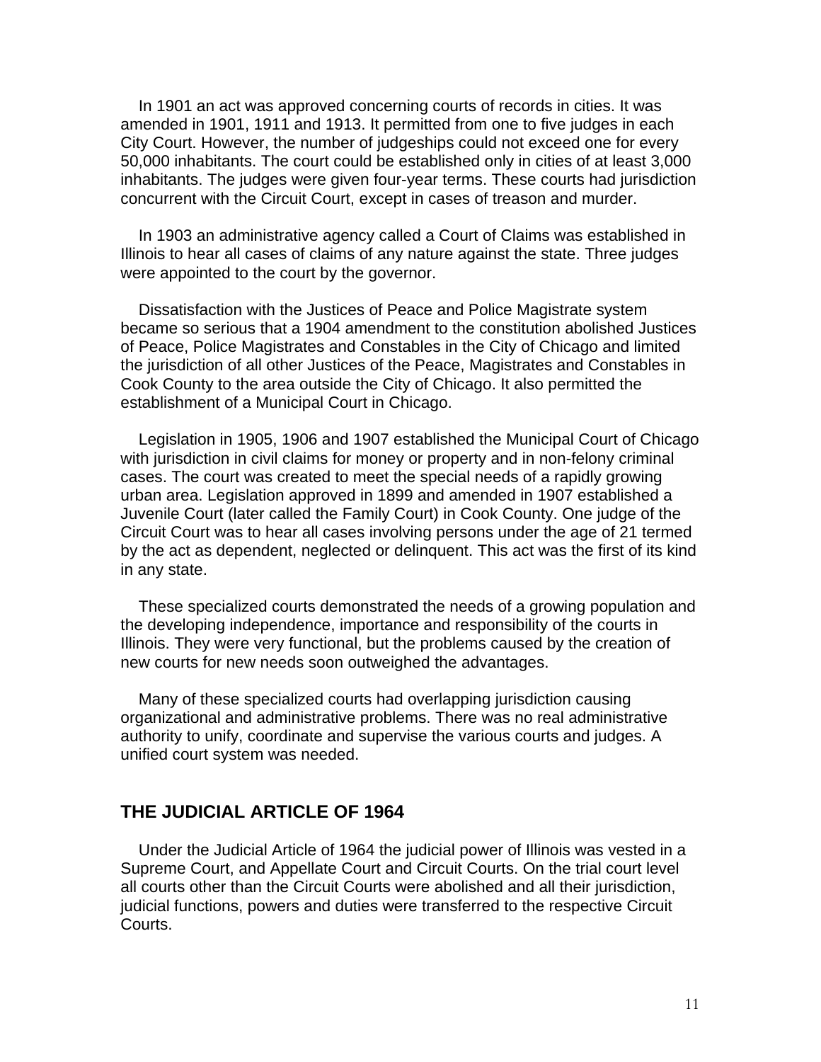In 1901 an act was approved concerning courts of records in cities. It was amended in 1901, 1911 and 1913. It permitted from one to five judges in each City Court. However, the number of judgeships could not exceed one for every 50,000 inhabitants. The court could be established only in cities of at least 3,000 inhabitants. The judges were given four-year terms. These courts had jurisdiction concurrent with the Circuit Court, except in cases of treason and murder.

In 1903 an administrative agency called a Court of Claims was established in Illinois to hear all cases of claims of any nature against the state. Three judges were appointed to the court by the governor.

Dissatisfaction with the Justices of Peace and Police Magistrate system became so serious that a 1904 amendment to the constitution abolished Justices of Peace, Police Magistrates and Constables in the City of Chicago and limited the jurisdiction of all other Justices of the Peace, Magistrates and Constables in Cook County to the area outside the City of Chicago. It also permitted the establishment of a Municipal Court in Chicago.

Legislation in 1905, 1906 and 1907 established the Municipal Court of Chicago with jurisdiction in civil claims for money or property and in non-felony criminal cases. The court was created to meet the special needs of a rapidly growing urban area. Legislation approved in 1899 and amended in 1907 established a Juvenile Court (later called the Family Court) in Cook County. One judge of the Circuit Court was to hear all cases involving persons under the age of 21 termed by the act as dependent, neglected or delinquent. This act was the first of its kind in any state.

These specialized courts demonstrated the needs of a growing population and the developing independence, importance and responsibility of the courts in Illinois. They were very functional, but the problems caused by the creation of new courts for new needs soon outweighed the advantages.

Many of these specialized courts had overlapping jurisdiction causing organizational and administrative problems. There was no real administrative authority to unify, coordinate and supervise the various courts and judges. A unified court system was needed.

## THE JUDICIAL ARTICLE OF 1964

Under the Judicial Article of 1964 the judicial power of Illinois was vested in a Supreme Court, and Appellate Court and Circuit Courts. On the trial court level all courts other than the Circuit Courts were abolished and all their jurisdiction, judicial functions, powers and duties were transferred to the respective Circuit Courts.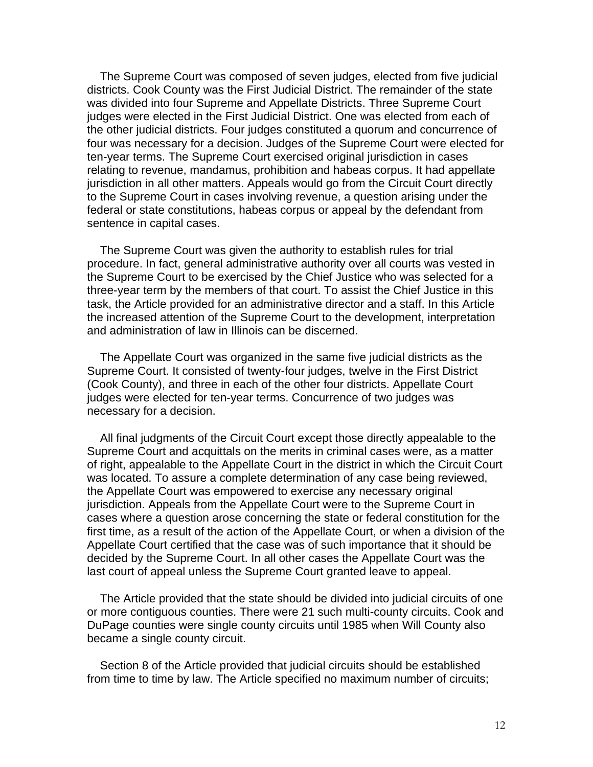The Supreme Court was composed of seven judges, elected from five judicial districts. Cook County was the First Judicial District. The remainder of the state was divided into four Supreme and Appellate Districts. Three Supreme Court judges were elected in the First Judicial District. One was elected from each of the other judicial districts. Four judges constituted a quorum and concurrence of four was necessary for a decision. Judges of the Supreme Court were elected for ten-year terms. The Supreme Court exercised original jurisdiction in cases relating to revenue, mandamus, prohibition and habeas corpus. It had appellate jurisdiction in all other matters. Appeals would go from the Circuit Court directly to the Supreme Court in cases involving revenue, a question arising under the federal or state constitutions, habeas corpus or appeal by the defendant from sentence in capital cases.

The Supreme Court was given the authority to establish rules for trial procedure. In fact, general administrative authority over all courts was vested in the Supreme Court to be exercised by the Chief Justice who was selected for a three-year term by the members of that court. To assist the Chief Justice in this task, the Article provided for an administrative director and a staff. In this Article the increased attention of the Supreme Court to the development, interpretation and administration of law in Illinois can be discerned.

The Appellate Court was organized in the same five judicial districts as the Supreme Court. It consisted of twenty-four judges, twelve in the First District (Cook County), and three in each of the other four districts. Appellate Court judges were elected for ten-year terms. Concurrence of two judges was necessary for a decision.

All final judgments of the Circuit Court except those directly appealable to the Supreme Court and acquittals on the merits in criminal cases were, as a matter of right, appealable to the Appellate Court in the district in which the Circuit Court was located. To assure a complete determination of any case being reviewed, the Appellate Court was empowered to exercise any necessary original jurisdiction. Appeals from the Appellate Court were to the Supreme Court in cases where a question arose concerning the state or federal constitution for the first time, as a result of the action of the Appellate Court, or when a division of the Appellate Court certified that the case was of such importance that it should be decided by the Supreme Court. In all other cases the Appellate Court was the last court of appeal unless the Supreme Court granted leave to appeal.

The Article provided that the state should be divided into judicial circuits of one or more contiguous counties. There were 21 such multi-county circuits. Cook and DuPage counties were single county circuits until 1985 when Will County also became a single county circuit.

Section 8 of the Article provided that judicial circuits should be established from time to time by law. The Article specified no maximum number of circuits;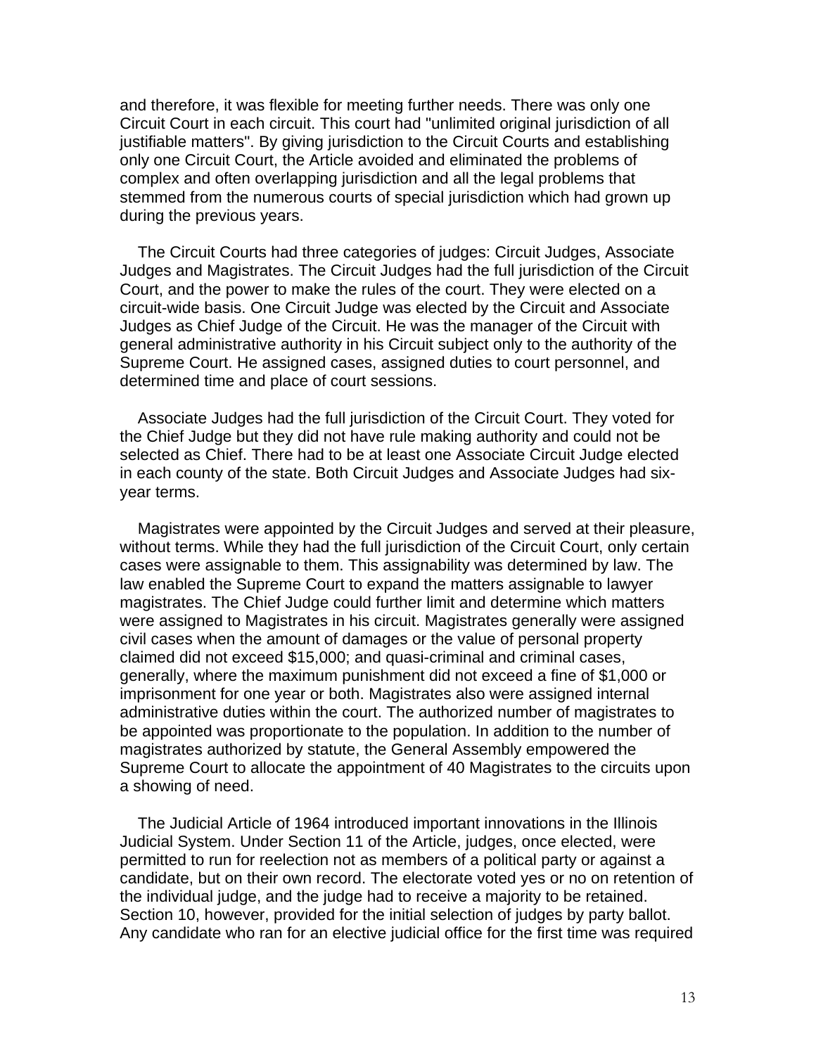and therefore, it was flexible for meeting further needs. There was only one Circuit Court in each circuit. This court had "unlimited original jurisdiction of all justifiable matters". By giving jurisdiction to the Circuit Courts and establishing only one Circuit Court, the Article avoided and eliminated the problems of complex and often overlapping jurisdiction and all the legal problems that stemmed from the numerous courts of special jurisdiction which had grown up during the previous years.

The Circuit Courts had three categories of judges: Circuit Judges, Associate Judges and Magistrates. The Circuit Judges had the full jurisdiction of the Circuit Court, and the power to make the rules of the court. They were elected on a circuit-wide basis. One Circuit Judge was elected by the Circuit and Associate Judges as Chief Judge of the Circuit. He was the manager of the Circuit with general administrative authority in his Circuit subject only to the authority of the Supreme Court. He assigned cases, assigned duties to court personnel, and determined time and place of court sessions.

Associate Judges had the full jurisdiction of the Circuit Court. They voted for the Chief Judge but they did not have rule making authority and could not be selected as Chief. There had to be at least one Associate Circuit Judge elected in each county of the state. Both Circuit Judges and Associate Judges had six-year terms.

Magistrates were appointed by the Circuit Judges and served at their pleasure, without terms. While they had the full jurisdiction of the Circuit Court, only certain cases were assignable to them. This assignability was determined by law. The law enabled the Supreme Court to expand the matters assignable to lawyer magistrates. The Chief Judge could further limit and determine which matters were assigned to Magistrates in his circuit. Magistrates generally were assigned civil cases when the amount of damages or the value of personal property claimed did not exceed $15,000; and quasi-criminal and criminal cases, generally, where the maximum punishment did not exceed a fine of $1,000 or imprisonment for one year or both. Magistrates also were assigned internal administrative duties within the court. The authorized number of magistrates to be appointed was proportionate to the population. In addition to the number of magistrates authorized by statute, the General Assembly empowered the Supreme Court to allocate the appointment of 40 Magistrates to the circuits upon a showing of need.

The Judicial Article of 1964 introduced important innovations in the Illinois Judicial System. Under Section 11 of the Article, judges, once elected, were permitted to run for reelection not as members of a political party or against a candidate, but on their own record. The electorate voted yes or no on retention of the individual judge, and the judge had to receive a majority to be retained. Section 10, however, provided for the initial selection of judges by party ballot. Any candidate who ran for an elective judicial office for the first time was required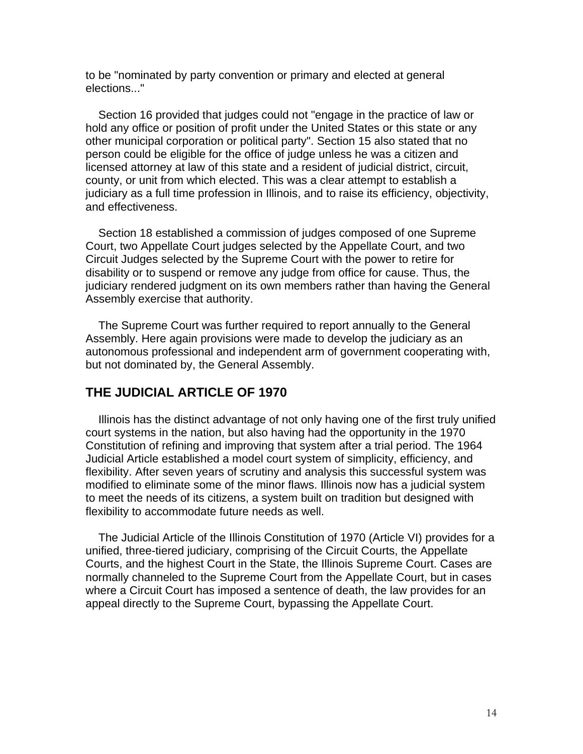to be "nominated by party convention or primary and elected at general elections..."

Section 16 provided that judges could not "engage in the practice of law or hold any office or position of profit under the United States or this state or any other municipal corporation or political party". Section 15 also stated that no person could be eligible for the office of judge unless he was a citizen and licensed attorney at law of this state and a resident of judicial district, circuit, county, or unit from which elected. This was a clear attempt to establish a judiciary as a full time profession in Illinois, and to raise its efficiency, objectivity, and effectiveness.

Section 18 established a commission of judges composed of one Supreme Court, two Appellate Court judges selected by the Appellate Court, and two Circuit Judges selected by the Supreme Court with the power to retire for disability or to suspend or remove any judge from office for cause. Thus, the judiciary rendered judgment on its own members rather than having the General Assembly exercise that authority.

The Supreme Court was further required to report annually to the General Assembly. Here again provisions were made to develop the judiciary as an autonomous professional and independent arm of government cooperating with, but not dominated by, the General Assembly.

## THE JUDICIAL ARTICLE OF 1970

Illinois has the distinct advantage of not only having one of the first truly unified court systems in the nation, but also having had the opportunity in the 1970 Constitution of refining and improving that system after a trial period. The 1964 Judicial Article established a model court system of simplicity, efficiency, and flexibility. After seven years of scrutiny and analysis this successful system was modified to eliminate some of the minor flaws. Illinois now has a judicial system to meet the needs of its citizens, a system built on tradition but designed with flexibility to accommodate future needs as well.

The Judicial Article of the Illinois Constitution of 1970 (Article VI) provides for a unified, three-tiered judiciary, comprising of the Circuit Courts, the Appellate Courts, and the highest Court in the State, the Illinois Supreme Court. Cases are normally channeled to the Supreme Court from the Appellate Court, but in cases where a Circuit Court has imposed a sentence of death, the law provides for an appeal directly to the Supreme Court, bypassing the Appellate Court.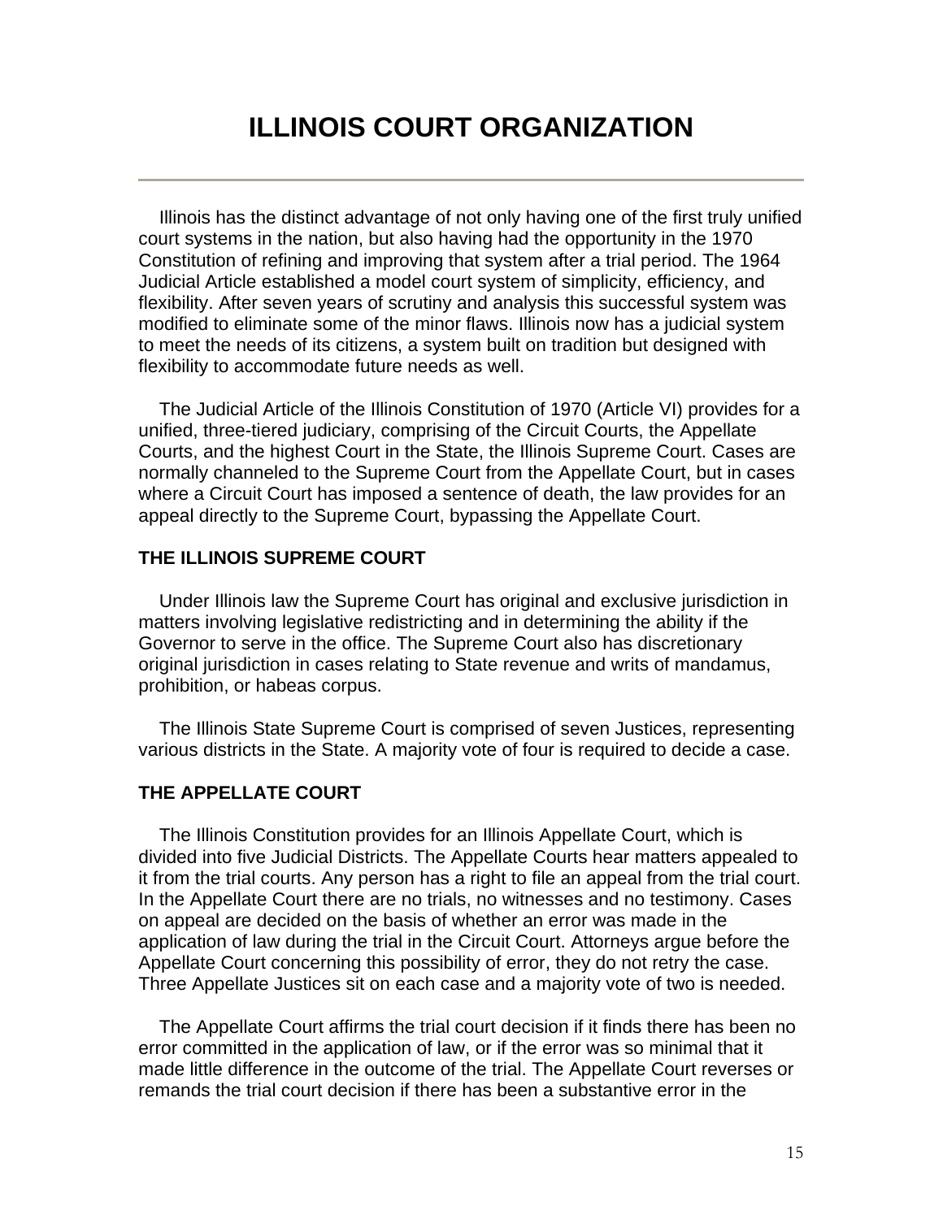# ILLINOIS COURT ORGANIZATION

Illinois has the distinct advantage of not only having one of the first truly unified court systems in the nation, but also having had the opportunity in the 1970 Constitution of refining and improving that system after a trial period. The 1964 Judicial Article established a model court system of simplicity, efficiency, and flexibility. After seven years of scrutiny and analysis this successful system was modified to eliminate some of the minor flaws. Illinois now has a judicial system to meet the needs of its citizens, a system built on tradition but designed with flexibility to accommodate future needs as well.

The Judicial Article of the Illinois Constitution of 1970 (Article VI) provides for a unified, three-tiered judiciary, comprising of the Circuit Courts, the Appellate Courts, and the highest Court in the State, the Illinois Supreme Court. Cases are normally channeled to the Supreme Court from the Appellate Court, but in cases where a Circuit Court has imposed a sentence of death, the law provides for an appeal directly to the Supreme Court, bypassing the Appellate Court.

### THE ILLINOIS SUPREME COURT

Under Illinois law the Supreme Court has original and exclusive jurisdiction in matters involving legislative redistricting and in determining the ability if the Governor to serve in the office. The Supreme Court also has discretionary original jurisdiction in cases relating to State revenue and writs of mandamus, prohibition, or habeas corpus.

The Illinois State Supreme Court is comprised of seven Justices, representing various districts in the State. A majority vote of four is required to decide a case.

### THE APPELLATE COURT

The Illinois Constitution provides for an Illinois Appellate Court, which is divided into five Judicial Districts. The Appellate Courts hear matters appealed to it from the trial courts. Any person has a right to file an appeal from the trial court. In the Appellate Court there are no trials, no witnesses and no testimony. Cases on appeal are decided on the basis of whether an error was made in the application of law during the trial in the Circuit Court. Attorneys argue before the Appellate Court concerning this possibility of error, they do not retry the case. Three Appellate Justices sit on each case and a majority vote of two is needed.

The Appellate Court affirms the trial court decision if it finds there has been no error committed in the application of law, or if the error was so minimal that it made little difference in the outcome of the trial. The Appellate Court reverses or remands the trial court decision if there has been a substantive error in the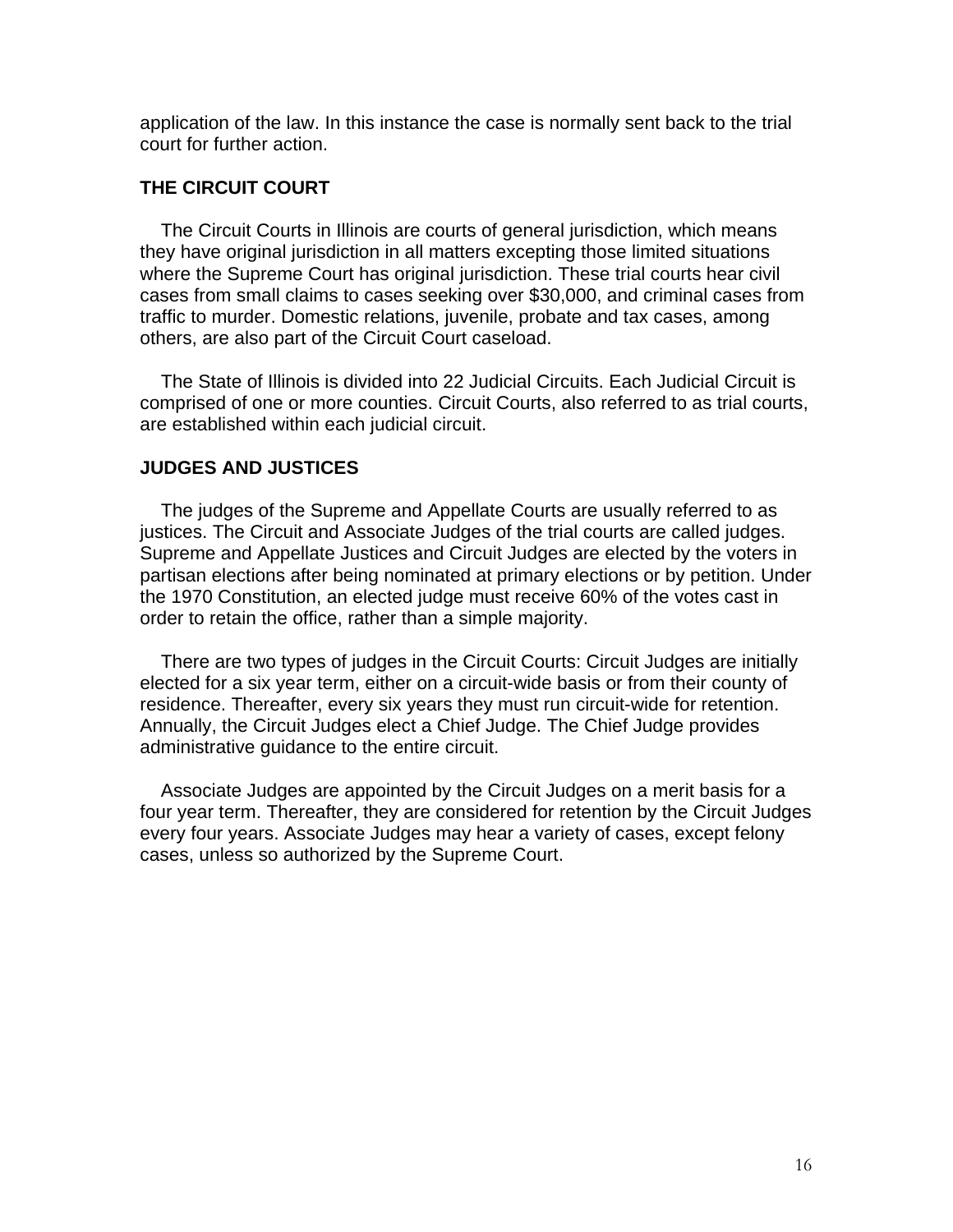application of the law. In this instance the case is normally sent back to the trial court for further action.

## THE CIRCUIT COURT

The Circuit Courts in Illinois are courts of general jurisdiction, which means they have original jurisdiction in all matters excepting those limited situations where the Supreme Court has original jurisdiction. These trial courts hear civil cases from small claims to cases seeking over $30,000, and criminal cases from traffic to murder. Domestic relations, juvenile, probate and tax cases, among others, are also part of the Circuit Court caseload.

The State of Illinois is divided into 22 Judicial Circuits. Each Judicial Circuit is comprised of one or more counties. Circuit Courts, also referred to as trial courts, are established within each judicial circuit.

## JUDGES AND JUSTICES

The judges of the Supreme and Appellate Courts are usually referred to as justices. The Circuit and Associate Judges of the trial courts are called judges. Supreme and Appellate Justices and Circuit Judges are elected by the voters in partisan elections after being nominated at primary elections or by petition. Under the 1970 Constitution, an elected judge must receive 60% of the votes cast in order to retain the office, rather than a simple majority.

There are two types of judges in the Circuit Courts: Circuit Judges are initially elected for a six year term, either on a circuit-wide basis or from their county of residence. Thereafter, every six years they must run circuit-wide for retention. Annually, the Circuit Judges elect a Chief Judge. The Chief Judge provides administrative guidance to the entire circuit.

Associate Judges are appointed by the Circuit Judges on a merit basis for a four year term. Thereafter, they are considered for retention by the Circuit Judges every four years. Associate Judges may hear a variety of cases, except felony cases, unless so authorized by the Supreme Court.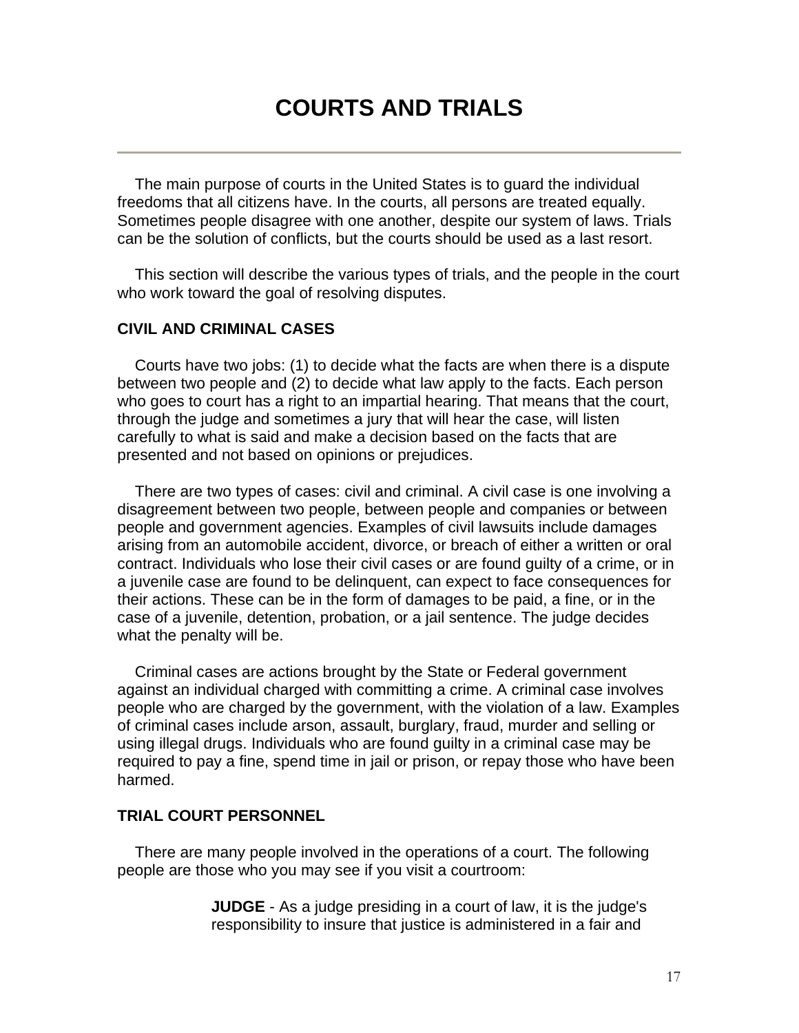# COURTS AND TRIALS

The main purpose of courts in the United States is to guard the individual freedoms that all citizens have. In the courts, all persons are treated equally. Sometimes people disagree with one another, despite our system of laws. Trials can be the solution of conflicts, but the courts should be used as a last resort.

This section will describe the various types of trials, and the people in the court who work toward the goal of resolving disputes.

### CIVIL AND CRIMINAL CASES

Courts have two jobs: (1) to decide what the facts are when there is a dispute between two people and (2) to decide what law apply to the facts. Each person who goes to court has a right to an impartial hearing. That means that the court, through the judge and sometimes a jury that will hear the case, will listen carefully to what is said and make a decision based on the facts that are presented and not based on opinions or prejudices.

There are two types of cases: civil and criminal. A civil case is one involving a disagreement between two people, between people and companies or between people and government agencies. Examples of civil lawsuits include damages arising from an automobile accident, divorce, or breach of either a written or oral contract. Individuals who lose their civil cases or are found guilty of a crime, or in a juvenile case are found to be delinquent, can expect to face consequences for their actions. These can be in the form of damages to be paid, a fine, or in the case of a juvenile, detention, probation, or a jail sentence. The judge decides what the penalty will be.

Criminal cases are actions brought by the State or Federal government against an individual charged with committing a crime. A criminal case involves people who are charged by the government, with the violation of a law. Examples of criminal cases include arson, assault, burglary, fraud, murder and selling or using illegal drugs. Individuals who are found guilty in a criminal case may be required to pay a fine, spend time in jail or prison, or repay those who have been harmed.

### TRIAL COURT PERSONNEL

There are many people involved in the operations of a court. The following people are those who you may see if you visit a courtroom:

> **JUDGE** - As a judge presiding in a court of law, it is the judge's responsibility to insure that justice is administered in a fair and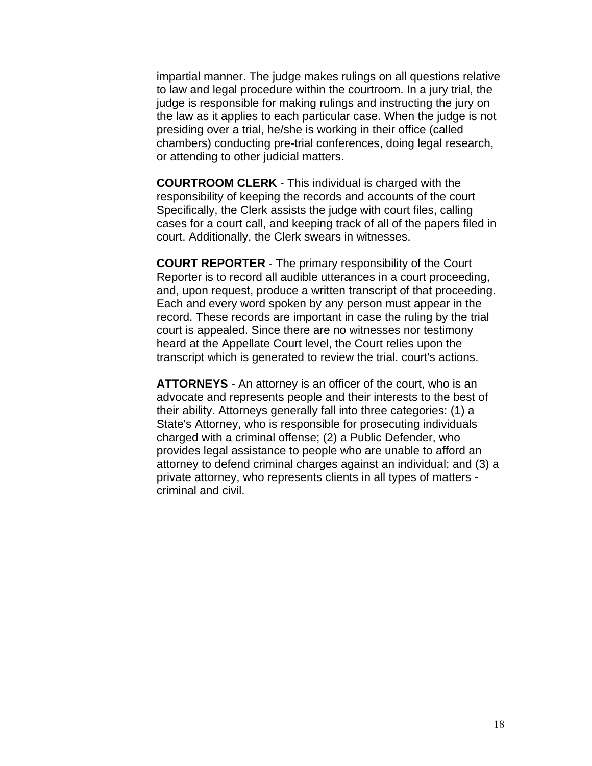impartial manner. The judge makes rulings on all questions relative to law and legal procedure within the courtroom. In a jury trial, the judge is responsible for making rulings and instructing the jury on the law as it applies to each particular case. When the judge is not presiding over a trial, he/she is working in their office (called chambers) conducting pre-trial conferences, doing legal research, or attending to other judicial matters.

**COURTROOM CLERK** - This individual is charged with the responsibility of keeping the records and accounts of the court Specifically, the Clerk assists the judge with court files, calling cases for a court call, and keeping track of all of the papers filed in court. Additionally, the Clerk swears in witnesses.

**COURT REPORTER** - The primary responsibility of the Court Reporter is to record all audible utterances in a court proceeding, and, upon request, produce a written transcript of that proceeding. Each and every word spoken by any person must appear in the record. These records are important in case the ruling by the trial court is appealed. Since there are no witnesses nor testimony heard at the Appellate Court level, the Court relies upon the transcript which is generated to review the trial. court's actions.

**ATTORNEYS** - An attorney is an officer of the court, who is an advocate and represents people and their interests to the best of their ability. Attorneys generally fall into three categories: (1) a State's Attorney, who is responsible for prosecuting individuals charged with a criminal offense; (2) a Public Defender, who provides legal assistance to people who are unable to afford an attorney to defend criminal charges against an individual; and (3) a private attorney, who represents clients in all types of matters - criminal and civil.